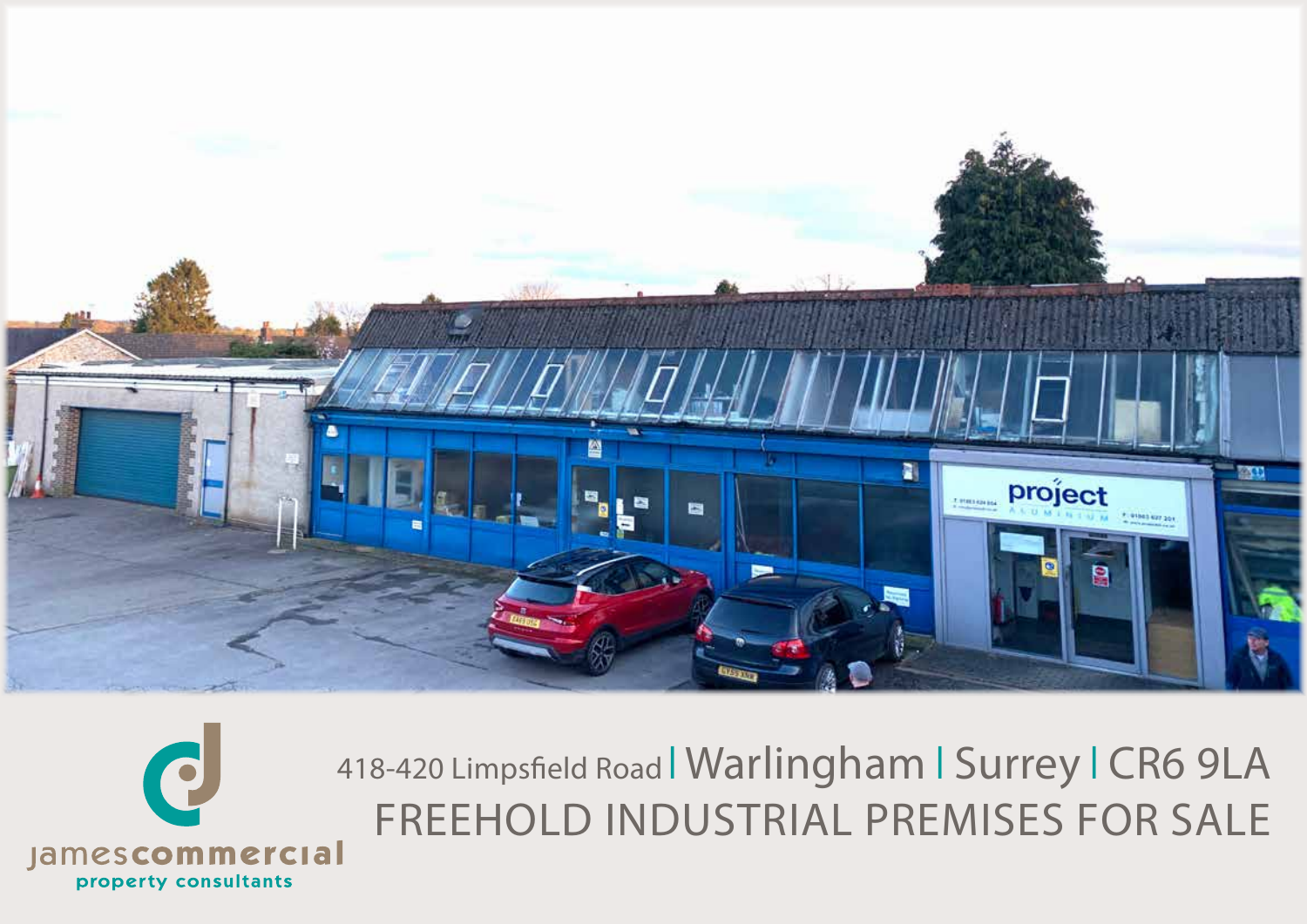418-420 Limpsfield Road | Warlingham | Surrey | CR6 9LA

# FREEHOLD INDUSTRIAL PREMISES FOR SALE

jamescommercial
property consultants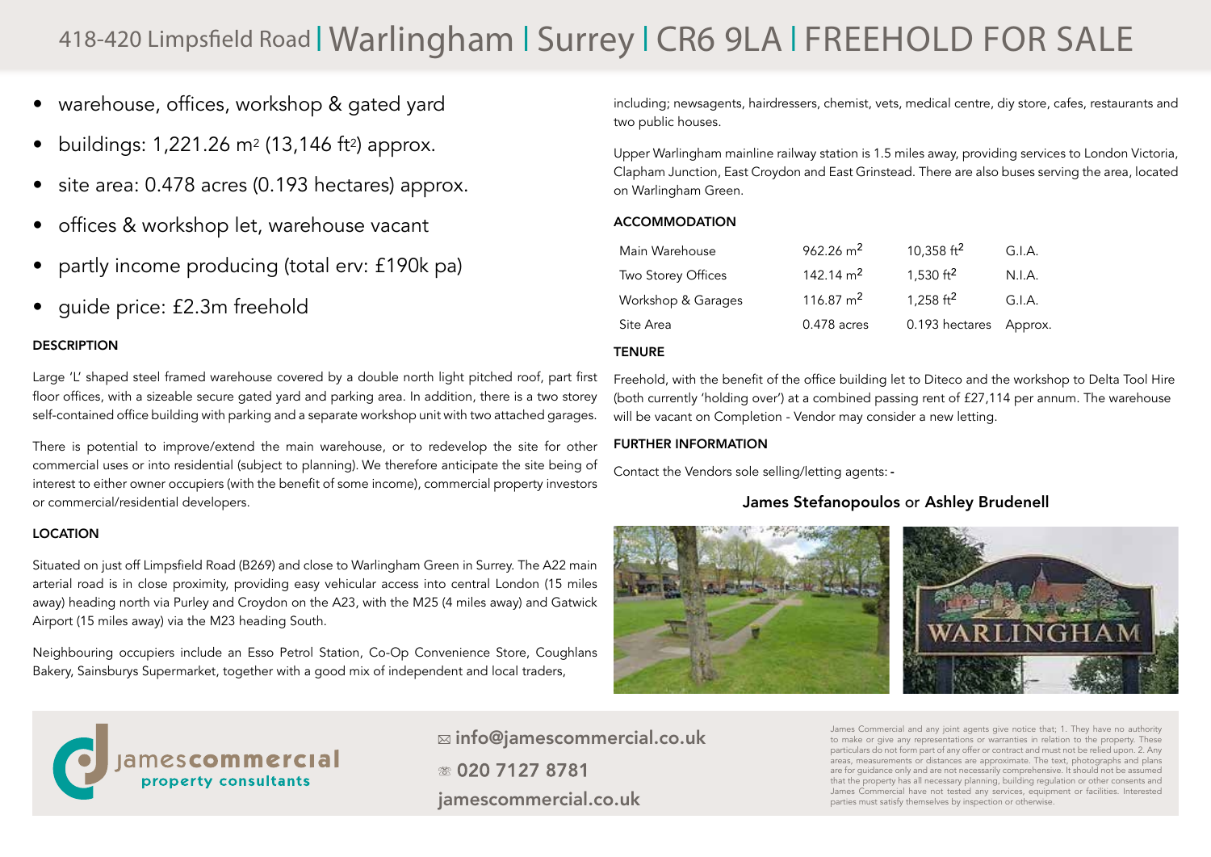# 418-420 Limpsfield Road | Warlingham | Surrey | CR6 9LA | FREEHOLD FOR SALE

- warehouse, offices, workshop & gated yard
- buildings: 1,221.26 m² (13,146 ft²) approx.
- site area: 0.478 acres (0.193 hectares) approx.
- offices & workshop let, warehouse vacant
- partly income producing (total erv: £190k pa)
- guide price: £2.3m freehold

### DESCRIPTION

Large 'L' shaped steel framed warehouse covered by a double north light pitched roof, part first floor offices, with a sizeable secure gated yard and parking area. In addition, there is a two storey self-contained office building with parking and a separate workshop unit with two attached garages.

There is potential to improve/extend the main warehouse, or to redevelop the site for other commercial uses or into residential (subject to planning). We therefore anticipate the site being of interest to either owner occupiers (with the benefit of some income), commercial property investors or commercial/residential developers.

### LOCATION

Situated on just off Limpsfield Road (B269) and close to Warlingham Green in Surrey. The A22 main arterial road is in close proximity, providing easy vehicular access into central London (15 miles away) heading north via Purley and Croydon on the A23, with the M25 (4 miles away) and Gatwick Airport (15 miles away) via the M23 heading South.

Neighbouring occupiers include an Esso Petrol Station, Co-Op Convenience Store, Coughlans Bakery, Sainsburys Supermarket, together with a good mix of independent and local traders, including; newsagents, hairdressers, chemist, vets, medical centre, diy store, cafes, restaurants and two public houses.

Upper Warlingham mainline railway station is 1.5 miles away, providing services to London Victoria, Clapham Junction, East Croydon and East Grinstead. There are also buses serving the area, located on Warlingham Green.

### ACCOMMODATION

| | | | |
|---|---|---|---|
| Main Warehouse | 962.26 m² | 10,358 ft² | G.I.A. |
| Two Storey Offices | 142.14 m² | 1,530 ft² | N.I.A. |
| Workshop & Garages | 116.87 m² | 1,258 ft² | G.I.A. |
| Site Area | 0.478 acres | 0.193 hectares | Approx. |

### TENURE

Freehold, with the benefit of the office building let to Diteco and the workshop to Delta Tool Hire (both currently 'holding over') at a combined passing rent of £27,114 per annum. The warehouse will be vacant on Completion - Vendor may consider a new letting.

### FURTHER INFORMATION

Contact the Vendors sole selling/letting agents: -

**James Stefanopoulos** or **Ashley Brudenell**

jamescommercial property consultants

info@jamescommercial.co.uk

020 7127 8781

jamescommercial.co.uk

James Commercial and any joint agents give notice that; 1. They have no authority to make or give any representations or warranties in relation to the property. These particulars do not form part of any offer or contract and must not be relied upon. 2. Any areas, measurements or distances are approximate. The text, photographs and plans are for guidance only and are not necessarily comprehensive. It should not be assumed that the property has all necessary planning, building regulation or other consents and James Commercial have not tested any services, equipment or facilities. Interested parties must satisfy themselves by inspection or otherwise.